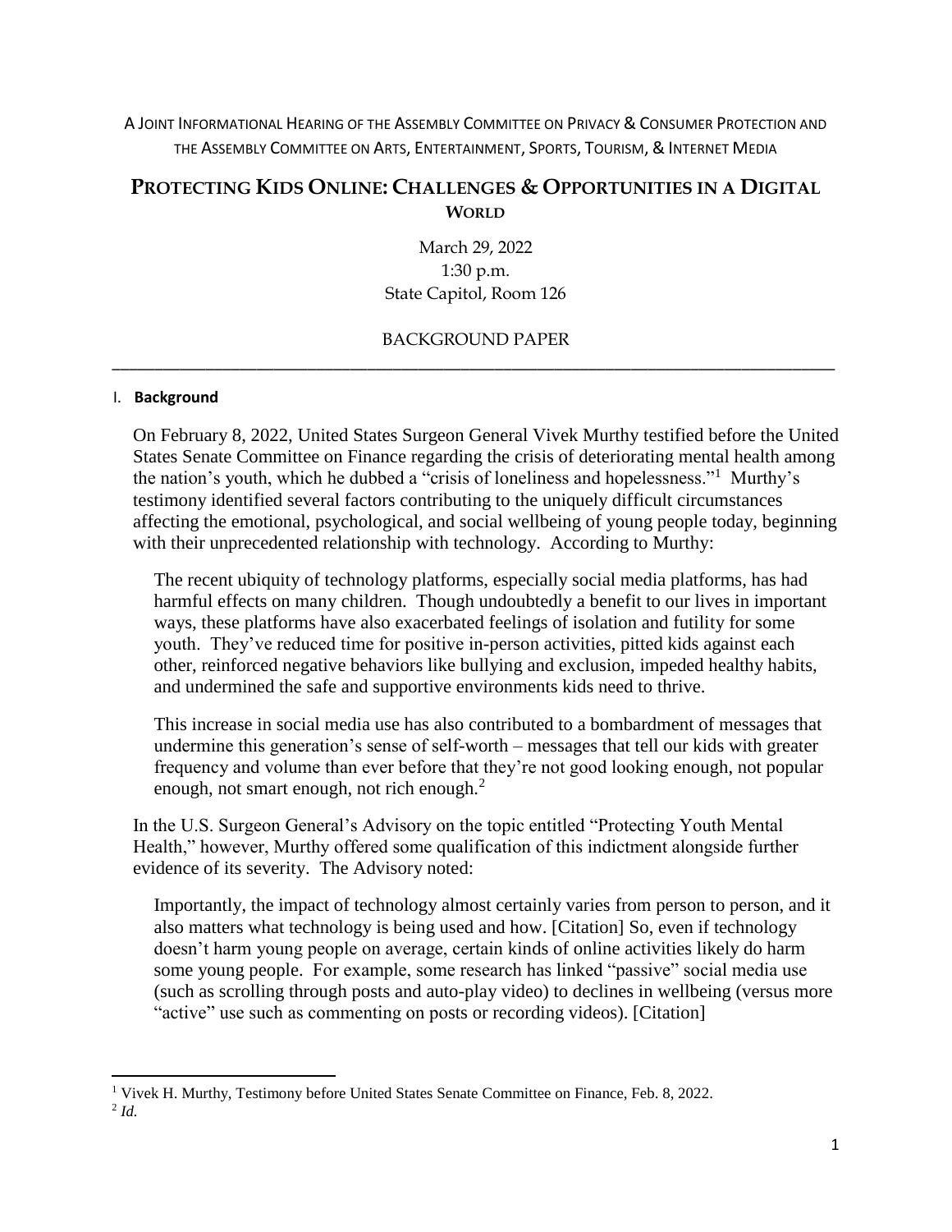A Joint Informational Hearing of the Assembly Committee on Privacy & Consumer Protection and the Assembly Committee on Arts, Entertainment, Sports, Tourism, & Internet Media

# Protecting Kids Online: Challenges & Opportunities in a Digital World

March 29, 2022
1:30 p.m.
State Capitol, Room 126

BACKGROUND PAPER

---

## I. Background

On February 8, 2022, United States Surgeon General Vivek Murthy testified before the United States Senate Committee on Finance regarding the crisis of deteriorating mental health among the nation's youth, which he dubbed a "crisis of loneliness and hopelessness."[1] Murthy's testimony identified several factors contributing to the uniquely difficult circumstances affecting the emotional, psychological, and social wellbeing of young people today, beginning with their unprecedented relationship with technology. According to Murthy:

> The recent ubiquity of technology platforms, especially social media platforms, has had harmful effects on many children. Though undoubtedly a benefit to our lives in important ways, these platforms have also exacerbated feelings of isolation and futility for some youth. They've reduced time for positive in-person activities, pitted kids against each other, reinforced negative behaviors like bullying and exclusion, impeded healthy habits, and undermined the safe and supportive environments kids need to thrive.
>
> This increase in social media use has also contributed to a bombardment of messages that undermine this generation's sense of self-worth – messages that tell our kids with greater frequency and volume than ever before that they're not good looking enough, not popular enough, not smart enough, not rich enough.[2]

In the U.S. Surgeon General's Advisory on the topic entitled "Protecting Youth Mental Health," however, Murthy offered some qualification of this indictment alongside further evidence of its severity. The Advisory noted:

> Importantly, the impact of technology almost certainly varies from person to person, and it also matters what technology is being used and how. [Citation] So, even if technology doesn't harm young people on average, certain kinds of online activities likely do harm some young people. For example, some research has linked "passive" social media use (such as scrolling through posts and auto-play video) to declines in wellbeing (versus more "active" use such as commenting on posts or recording videos). [Citation]

---

[1] Vivek H. Murthy, Testimony before United States Senate Committee on Finance, Feb. 8, 2022.

[2] *Id.*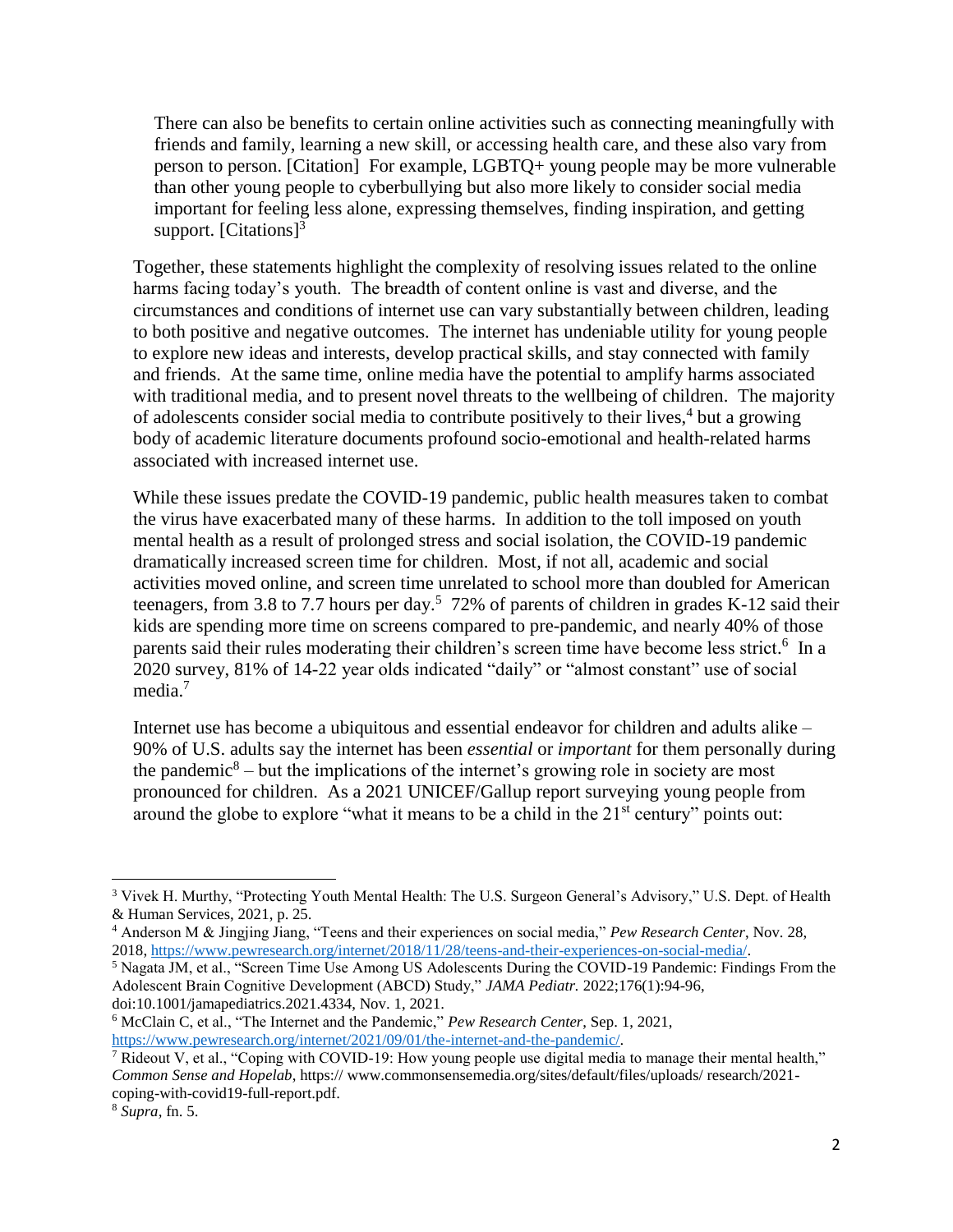> There can also be benefits to certain online activities such as connecting meaningfully with friends and family, learning a new skill, or accessing health care, and these also vary from person to person. [Citation] For example, LGBTQ+ young people may be more vulnerable than other young people to cyberbullying but also more likely to consider social media important for feeling less alone, expressing themselves, finding inspiration, and getting support. [Citations][3]

Together, these statements highlight the complexity of resolving issues related to the online harms facing today's youth. The breadth of content online is vast and diverse, and the circumstances and conditions of internet use can vary substantially between children, leading to both positive and negative outcomes. The internet has undeniable utility for young people to explore new ideas and interests, develop practical skills, and stay connected with family and friends. At the same time, online media have the potential to amplify harms associated with traditional media, and to present novel threats to the wellbeing of children. The majority of adolescents consider social media to contribute positively to their lives,[4] but a growing body of academic literature documents profound socio-emotional and health-related harms associated with increased internet use.

While these issues predate the COVID-19 pandemic, public health measures taken to combat the virus have exacerbated many of these harms. In addition to the toll imposed on youth mental health as a result of prolonged stress and social isolation, the COVID-19 pandemic dramatically increased screen time for children. Most, if not all, academic and social activities moved online, and screen time unrelated to school more than doubled for American teenagers, from 3.8 to 7.7 hours per day.[5] 72% of parents of children in grades K-12 said their kids are spending more time on screens compared to pre-pandemic, and nearly 40% of those parents said their rules moderating their children's screen time have become less strict.[6] In a 2020 survey, 81% of 14-22 year olds indicated "daily" or "almost constant" use of social media.[7]

Internet use has become a ubiquitous and essential endeavor for children and adults alike – 90% of U.S. adults say the internet has been *essential* or *important* for them personally during the pandemic[8] – but the implications of the internet's growing role in society are most pronounced for children. As a 2021 UNICEF/Gallup report surveying young people from around the globe to explore "what it means to be a child in the 21st century" points out:

---

[3] Vivek H. Murthy, "Protecting Youth Mental Health: The U.S. Surgeon General's Advisory," U.S. Dept. of Health & Human Services, 2021, p. 25.

[4] Anderson M & Jingjing Jiang, "Teens and their experiences on social media," *Pew Research Center*, Nov. 28, 2018, https://www.pewresearch.org/internet/2018/11/28/teens-and-their-experiences-on-social-media/.

[5] Nagata JM, et al., "Screen Time Use Among US Adolescents During the COVID-19 Pandemic: Findings From the Adolescent Brain Cognitive Development (ABCD) Study," *JAMA Pediatr.* 2022;176(1):94-96, doi:10.1001/jamapediatrics.2021.4334, Nov. 1, 2021.

[6] McClain C, et al., "The Internet and the Pandemic," *Pew Research Center*, Sep. 1, 2021, https://www.pewresearch.org/internet/2021/09/01/the-internet-and-the-pandemic/.

[7] Rideout V, et al., "Coping with COVID-19: How young people use digital media to manage their mental health," *Common Sense and Hopelab*, https:// www.commonsensemedia.org/sites/default/files/uploads/ research/2021-coping-with-covid19-full-report.pdf.

[8] *Supra*, fn. 5.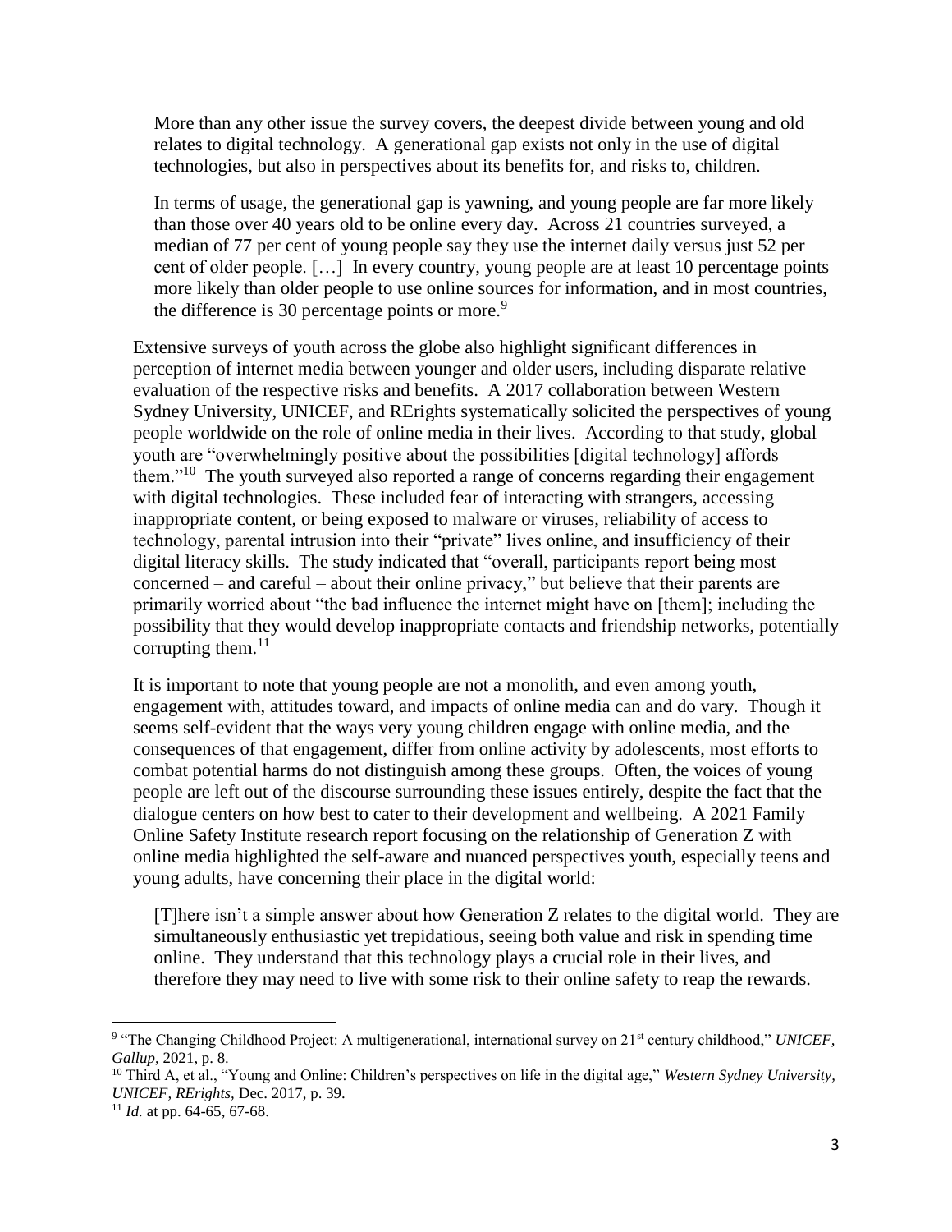> More than any other issue the survey covers, the deepest divide between young and old relates to digital technology. A generational gap exists not only in the use of digital technologies, but also in perspectives about its benefits for, and risks to, children.
>
> In terms of usage, the generational gap is yawning, and young people are far more likely than those over 40 years old to be online every day. Across 21 countries surveyed, a median of 77 per cent of young people say they use the internet daily versus just 52 per cent of older people. […] In every country, young people are at least 10 percentage points more likely than older people to use online sources for information, and in most countries, the difference is 30 percentage points or more.[9]

Extensive surveys of youth across the globe also highlight significant differences in perception of internet media between younger and older users, including disparate relative evaluation of the respective risks and benefits. A 2017 collaboration between Western Sydney University, UNICEF, and RErights systematically solicited the perspectives of young people worldwide on the role of online media in their lives. According to that study, global youth are "overwhelmingly positive about the possibilities [digital technology] affords them."[10] The youth surveyed also reported a range of concerns regarding their engagement with digital technologies. These included fear of interacting with strangers, accessing inappropriate content, or being exposed to malware or viruses, reliability of access to technology, parental intrusion into their "private" lives online, and insufficiency of their digital literacy skills. The study indicated that "overall, participants report being most concerned – and careful – about their online privacy," but believe that their parents are primarily worried about "the bad influence the internet might have on [them]; including the possibility that they would develop inappropriate contacts and friendship networks, potentially corrupting them.[11]

It is important to note that young people are not a monolith, and even among youth, engagement with, attitudes toward, and impacts of online media can and do vary. Though it seems self-evident that the ways very young children engage with online media, and the consequences of that engagement, differ from online activity by adolescents, most efforts to combat potential harms do not distinguish among these groups. Often, the voices of young people are left out of the discourse surrounding these issues entirely, despite the fact that the dialogue centers on how best to cater to their development and wellbeing. A 2021 Family Online Safety Institute research report focusing on the relationship of Generation Z with online media highlighted the self-aware and nuanced perspectives youth, especially teens and young adults, have concerning their place in the digital world:

> [T]here isn't a simple answer about how Generation Z relates to the digital world. They are simultaneously enthusiastic yet trepidatious, seeing both value and risk in spending time online. They understand that this technology plays a crucial role in their lives, and therefore they may need to live with some risk to their online safety to reap the rewards.

---

[9] "The Changing Childhood Project: A multigenerational, international survey on 21st century childhood," *UNICEF, Gallup*, 2021, p. 8.

[10] Third A, et al., "Young and Online: Children's perspectives on life in the digital age," *Western Sydney University, UNICEF, RErights*, Dec. 2017, p. 39.

[11] *Id.* at pp. 64-65, 67-68.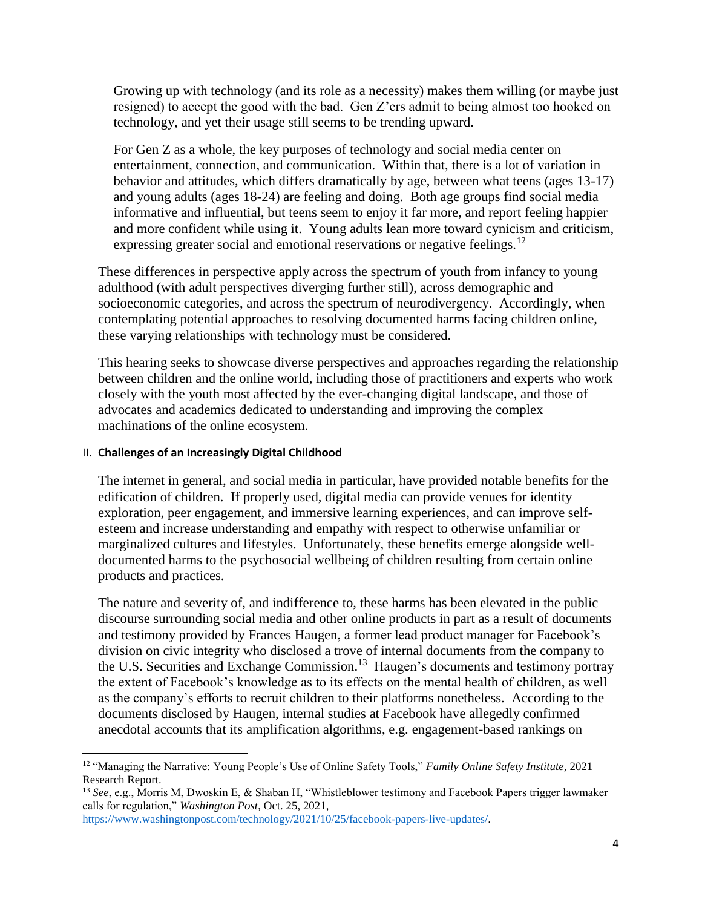> Growing up with technology (and its role as a necessity) makes them willing (or maybe just resigned) to accept the good with the bad. Gen Z'ers admit to being almost too hooked on technology, and yet their usage still seems to be trending upward.
>
> For Gen Z as a whole, the key purposes of technology and social media center on entertainment, connection, and communication. Within that, there is a lot of variation in behavior and attitudes, which differs dramatically by age, between what teens (ages 13-17) and young adults (ages 18-24) are feeling and doing. Both age groups find social media informative and influential, but teens seem to enjoy it far more, and report feeling happier and more confident while using it. Young adults lean more toward cynicism and criticism, expressing greater social and emotional reservations or negative feelings.[12]

These differences in perspective apply across the spectrum of youth from infancy to young adulthood (with adult perspectives diverging further still), across demographic and socioeconomic categories, and across the spectrum of neurodivergency. Accordingly, when contemplating potential approaches to resolving documented harms facing children online, these varying relationships with technology must be considered.

This hearing seeks to showcase diverse perspectives and approaches regarding the relationship between children and the online world, including those of practitioners and experts who work closely with the youth most affected by the ever-changing digital landscape, and those of advocates and academics dedicated to understanding and improving the complex machinations of the online ecosystem.

## II. **Challenges of an Increasingly Digital Childhood**

The internet in general, and social media in particular, have provided notable benefits for the edification of children. If properly used, digital media can provide venues for identity exploration, peer engagement, and immersive learning experiences, and can improve self-esteem and increase understanding and empathy with respect to otherwise unfamiliar or marginalized cultures and lifestyles. Unfortunately, these benefits emerge alongside well-documented harms to the psychosocial wellbeing of children resulting from certain online products and practices.

The nature and severity of, and indifference to, these harms has been elevated in the public discourse surrounding social media and other online products in part as a result of documents and testimony provided by Frances Haugen, a former lead product manager for Facebook's division on civic integrity who disclosed a trove of internal documents from the company to the U.S. Securities and Exchange Commission.[13] Haugen's documents and testimony portray the extent of Facebook's knowledge as to its effects on the mental health of children, as well as the company's efforts to recruit children to their platforms nonetheless. According to the documents disclosed by Haugen, internal studies at Facebook have allegedly confirmed anecdotal accounts that its amplification algorithms, e.g. engagement-based rankings on

---

[12] "Managing the Narrative: Young People's Use of Online Safety Tools," *Family Online Safety Institute*, 2021 Research Report.

[13] *See*, e.g., Morris M, Dwoskin E, & Shaban H, "Whistleblower testimony and Facebook Papers trigger lawmaker calls for regulation," *Washington Post*, Oct. 25, 2021, https://www.washingtonpost.com/technology/2021/10/25/facebook-papers-live-updates/.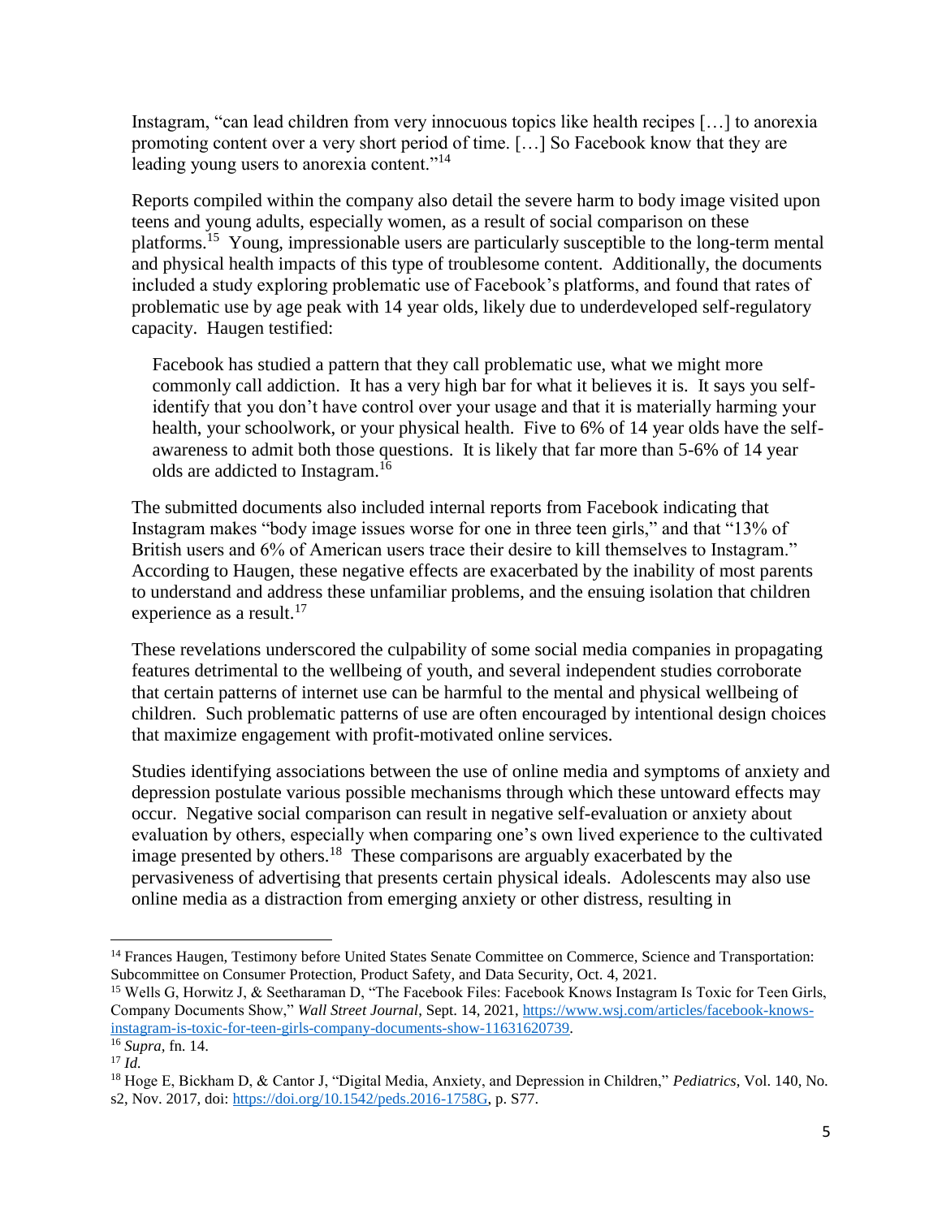Instagram, "can lead children from very innocuous topics like health recipes […] to anorexia promoting content over a very short period of time. […] So Facebook know that they are leading young users to anorexia content."[14]

Reports compiled within the company also detail the severe harm to body image visited upon teens and young adults, especially women, as a result of social comparison on these platforms.[15] Young, impressionable users are particularly susceptible to the long-term mental and physical health impacts of this type of troublesome content. Additionally, the documents included a study exploring problematic use of Facebook's platforms, and found that rates of problematic use by age peak with 14 year olds, likely due to underdeveloped self-regulatory capacity. Haugen testified:

> Facebook has studied a pattern that they call problematic use, what we might more commonly call addiction. It has a very high bar for what it believes it is. It says you self-identify that you don't have control over your usage and that it is materially harming your health, your schoolwork, or your physical health. Five to 6% of 14 year olds have the self-awareness to admit both those questions. It is likely that far more than 5-6% of 14 year olds are addicted to Instagram.[16]

The submitted documents also included internal reports from Facebook indicating that Instagram makes "body image issues worse for one in three teen girls," and that "13% of British users and 6% of American users trace their desire to kill themselves to Instagram." According to Haugen, these negative effects are exacerbated by the inability of most parents to understand and address these unfamiliar problems, and the ensuing isolation that children experience as a result.[17]

These revelations underscored the culpability of some social media companies in propagating features detrimental to the wellbeing of youth, and several independent studies corroborate that certain patterns of internet use can be harmful to the mental and physical wellbeing of children. Such problematic patterns of use are often encouraged by intentional design choices that maximize engagement with profit-motivated online services.

Studies identifying associations between the use of online media and symptoms of anxiety and depression postulate various possible mechanisms through which these untoward effects may occur. Negative social comparison can result in negative self-evaluation or anxiety about evaluation by others, especially when comparing one's own lived experience to the cultivated image presented by others.[18] These comparisons are arguably exacerbated by the pervasiveness of advertising that presents certain physical ideals. Adolescents may also use online media as a distraction from emerging anxiety or other distress, resulting in

---

[14] Frances Haugen, Testimony before United States Senate Committee on Commerce, Science and Transportation: Subcommittee on Consumer Protection, Product Safety, and Data Security, Oct. 4, 2021.

[15] Wells G, Horwitz J, & Seetharaman D, "The Facebook Files: Facebook Knows Instagram Is Toxic for Teen Girls, Company Documents Show," *Wall Street Journal*, Sept. 14, 2021, https://www.wsj.com/articles/facebook-knows-instagram-is-toxic-for-teen-girls-company-documents-show-11631620739.

[16] *Supra,* fn. 14.

[17] *Id.*

[18] Hoge E, Bickham D, & Cantor J, "Digital Media, Anxiety, and Depression in Children," *Pediatrics*, Vol. 140, No. s2, Nov. 2017, doi: https://doi.org/10.1542/peds.2016-1758G, p. S77.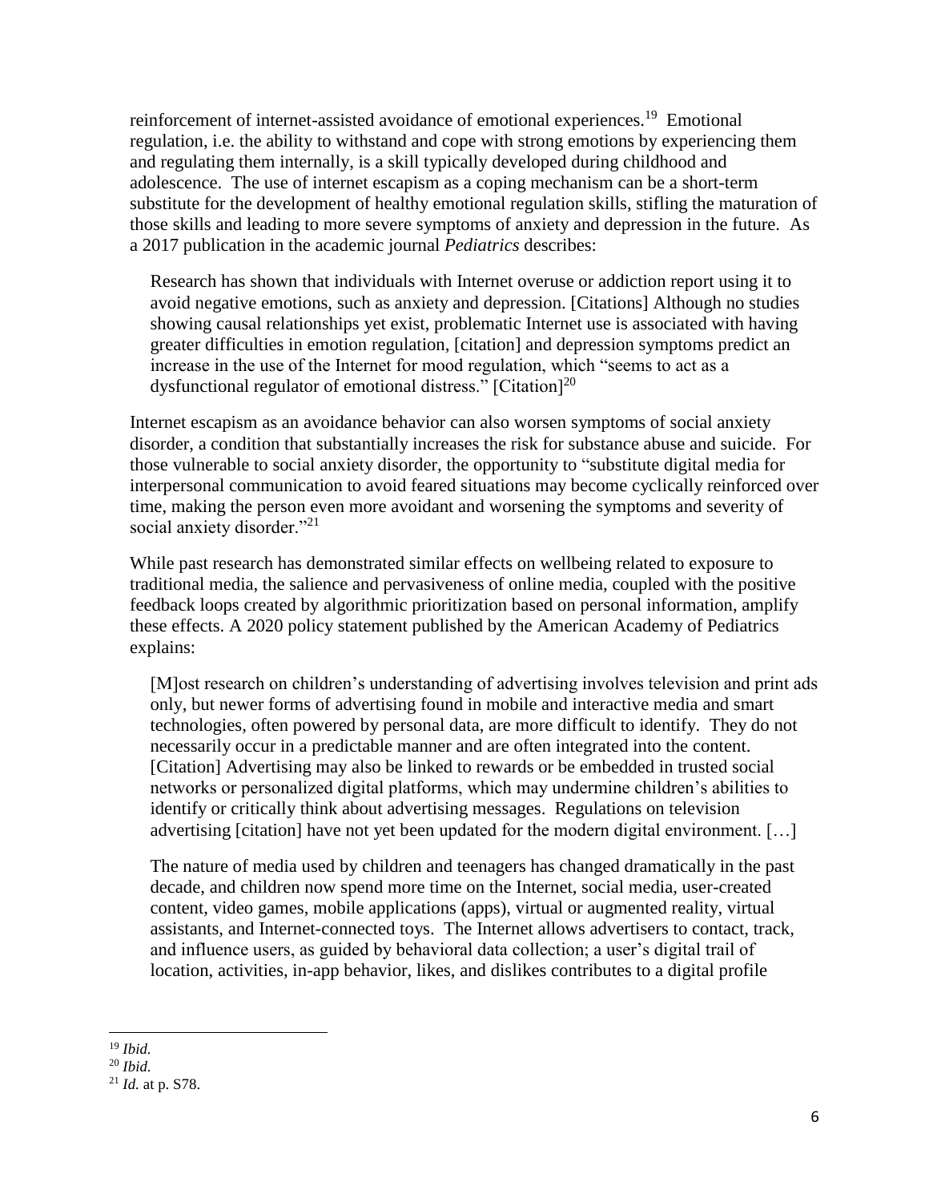reinforcement of internet-assisted avoidance of emotional experiences.[19] Emotional regulation, i.e. the ability to withstand and cope with strong emotions by experiencing them and regulating them internally, is a skill typically developed during childhood and adolescence. The use of internet escapism as a coping mechanism can be a short-term substitute for the development of healthy emotional regulation skills, stifling the maturation of those skills and leading to more severe symptoms of anxiety and depression in the future. As a 2017 publication in the academic journal *Pediatrics* describes:

> Research has shown that individuals with Internet overuse or addiction report using it to avoid negative emotions, such as anxiety and depression. [Citations] Although no studies showing causal relationships yet exist, problematic Internet use is associated with having greater difficulties in emotion regulation, [citation] and depression symptoms predict an increase in the use of the Internet for mood regulation, which "seems to act as a dysfunctional regulator of emotional distress." [Citation][20]

Internet escapism as an avoidance behavior can also worsen symptoms of social anxiety disorder, a condition that substantially increases the risk for substance abuse and suicide. For those vulnerable to social anxiety disorder, the opportunity to "substitute digital media for interpersonal communication to avoid feared situations may become cyclically reinforced over time, making the person even more avoidant and worsening the symptoms and severity of social anxiety disorder."[21]

While past research has demonstrated similar effects on wellbeing related to exposure to traditional media, the salience and pervasiveness of online media, coupled with the positive feedback loops created by algorithmic prioritization based on personal information, amplify these effects. A 2020 policy statement published by the American Academy of Pediatrics explains:

> [M]ost research on children's understanding of advertising involves television and print ads only, but newer forms of advertising found in mobile and interactive media and smart technologies, often powered by personal data, are more difficult to identify. They do not necessarily occur in a predictable manner and are often integrated into the content. [Citation] Advertising may also be linked to rewards or be embedded in trusted social networks or personalized digital platforms, which may undermine children's abilities to identify or critically think about advertising messages. Regulations on television advertising [citation] have not yet been updated for the modern digital environment. […]
>
> The nature of media used by children and teenagers has changed dramatically in the past decade, and children now spend more time on the Internet, social media, user-created content, video games, mobile applications (apps), virtual or augmented reality, virtual assistants, and Internet-connected toys. The Internet allows advertisers to contact, track, and influence users, as guided by behavioral data collection; a user's digital trail of location, activities, in-app behavior, likes, and dislikes contributes to a digital profile

---

[19] *Ibid.*

[20] *Ibid.*

[21] *Id.* at p. S78.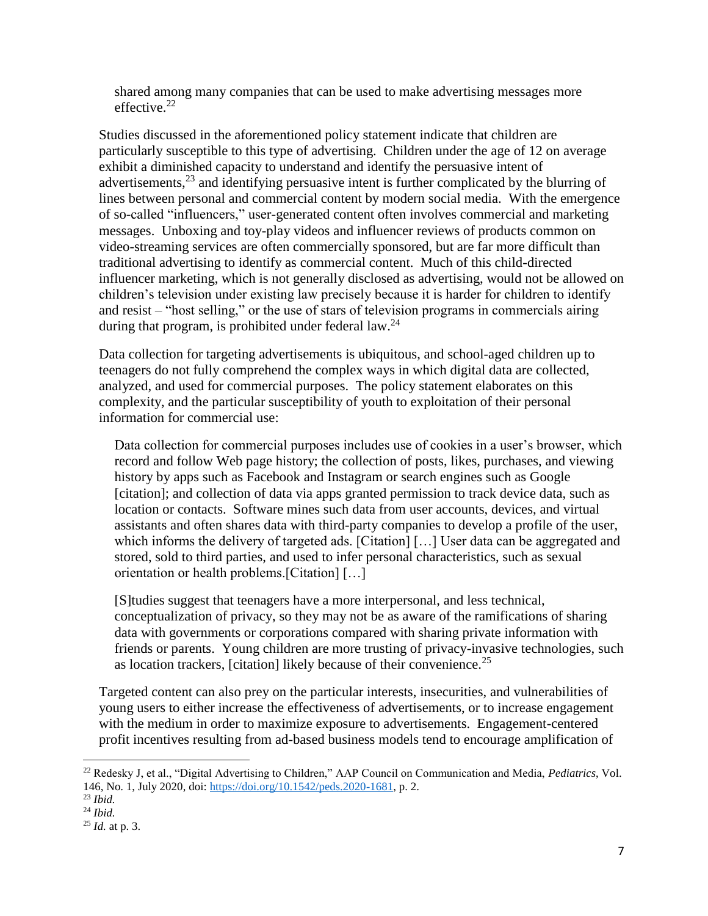> shared among many companies that can be used to make advertising messages more effective.[22]

Studies discussed in the aforementioned policy statement indicate that children are particularly susceptible to this type of advertising. Children under the age of 12 on average exhibit a diminished capacity to understand and identify the persuasive intent of advertisements,[23] and identifying persuasive intent is further complicated by the blurring of lines between personal and commercial content by modern social media. With the emergence of so-called "influencers," user-generated content often involves commercial and marketing messages. Unboxing and toy-play videos and influencer reviews of products common on video-streaming services are often commercially sponsored, but are far more difficult than traditional advertising to identify as commercial content. Much of this child-directed influencer marketing, which is not generally disclosed as advertising, would not be allowed on children's television under existing law precisely because it is harder for children to identify and resist – "host selling," or the use of stars of television programs in commercials airing during that program, is prohibited under federal law.[24]

Data collection for targeting advertisements is ubiquitous, and school-aged children up to teenagers do not fully comprehend the complex ways in which digital data are collected, analyzed, and used for commercial purposes. The policy statement elaborates on this complexity, and the particular susceptibility of youth to exploitation of their personal information for commercial use:

> Data collection for commercial purposes includes use of cookies in a user's browser, which record and follow Web page history; the collection of posts, likes, purchases, and viewing history by apps such as Facebook and Instagram or search engines such as Google [citation]; and collection of data via apps granted permission to track device data, such as location or contacts. Software mines such data from user accounts, devices, and virtual assistants and often shares data with third-party companies to develop a profile of the user, which informs the delivery of targeted ads. [Citation] […] User data can be aggregated and stored, sold to third parties, and used to infer personal characteristics, such as sexual orientation or health problems.[Citation] […]
>
> [S]tudies suggest that teenagers have a more interpersonal, and less technical, conceptualization of privacy, so they may not be as aware of the ramifications of sharing data with governments or corporations compared with sharing private information with friends or parents. Young children are more trusting of privacy-invasive technologies, such as location trackers, [citation] likely because of their convenience.[25]

Targeted content can also prey on the particular interests, insecurities, and vulnerabilities of young users to either increase the effectiveness of advertisements, or to increase engagement with the medium in order to maximize exposure to advertisements. Engagement-centered profit incentives resulting from ad-based business models tend to encourage amplification of

---

[22] Redesky J, et al., "Digital Advertising to Children," AAP Council on Communication and Media, *Pediatrics*, Vol. 146, No. 1, July 2020, doi: https://doi.org/10.1542/peds.2020-1681, p. 2.

[23] *Ibid.*

[24] *Ibid.*

[25] *Id.* at p. 3.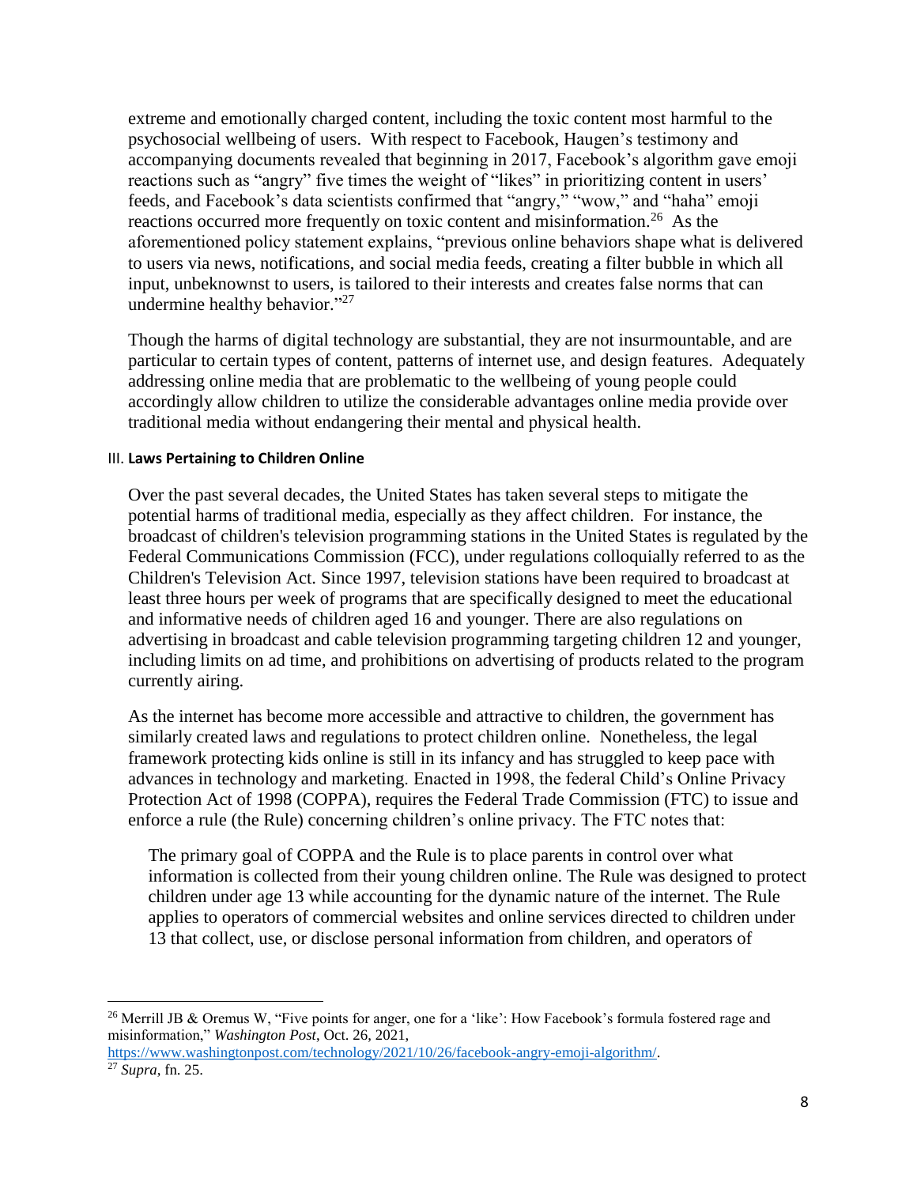extreme and emotionally charged content, including the toxic content most harmful to the psychosocial wellbeing of users. With respect to Facebook, Haugen's testimony and accompanying documents revealed that beginning in 2017, Facebook's algorithm gave emoji reactions such as "angry" five times the weight of "likes" in prioritizing content in users' feeds, and Facebook's data scientists confirmed that "angry," "wow," and "haha" emoji reactions occurred more frequently on toxic content and misinformation.[26] As the aforementioned policy statement explains, "previous online behaviors shape what is delivered to users via news, notifications, and social media feeds, creating a filter bubble in which all input, unbeknownst to users, is tailored to their interests and creates false norms that can undermine healthy behavior."[27]

Though the harms of digital technology are substantial, they are not insurmountable, and are particular to certain types of content, patterns of internet use, and design features. Adequately addressing online media that are problematic to the wellbeing of young people could accordingly allow children to utilize the considerable advantages online media provide over traditional media without endangering their mental and physical health.

## III. Laws Pertaining to Children Online

Over the past several decades, the United States has taken several steps to mitigate the potential harms of traditional media, especially as they affect children. For instance, the broadcast of children's television programming stations in the United States is regulated by the Federal Communications Commission (FCC), under regulations colloquially referred to as the Children's Television Act. Since 1997, television stations have been required to broadcast at least three hours per week of programs that are specifically designed to meet the educational and informative needs of children aged 16 and younger. There are also regulations on advertising in broadcast and cable television programming targeting children 12 and younger, including limits on ad time, and prohibitions on advertising of products related to the program currently airing.

As the internet has become more accessible and attractive to children, the government has similarly created laws and regulations to protect children online. Nonetheless, the legal framework protecting kids online is still in its infancy and has struggled to keep pace with advances in technology and marketing. Enacted in 1998, the federal Child's Online Privacy Protection Act of 1998 (COPPA), requires the Federal Trade Commission (FTC) to issue and enforce a rule (the Rule) concerning children's online privacy. The FTC notes that:

> The primary goal of COPPA and the Rule is to place parents in control over what information is collected from their young children online. The Rule was designed to protect children under age 13 while accounting for the dynamic nature of the internet. The Rule applies to operators of commercial websites and online services directed to children under 13 that collect, use, or disclose personal information from children, and operators of

---

[26] Merrill JB & Oremus W, "Five points for anger, one for a 'like': How Facebook's formula fostered rage and misinformation," *Washington Post*, Oct. 26, 2021, https://www.washingtonpost.com/technology/2021/10/26/facebook-angry-emoji-algorithm/.

[27] *Supra*, fn. 25.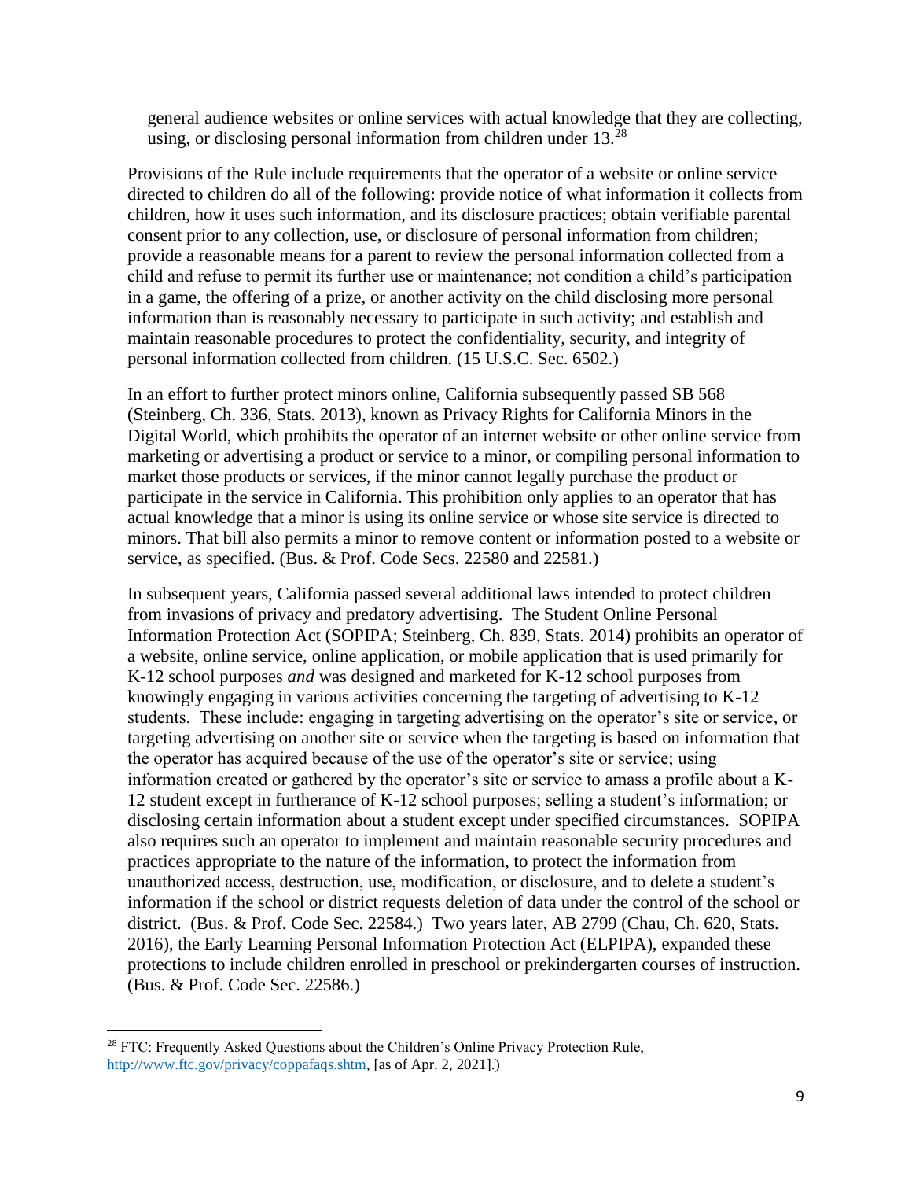general audience websites or online services with actual knowledge that they are collecting, using, or disclosing personal information from children under 13.[28]

Provisions of the Rule include requirements that the operator of a website or online service directed to children do all of the following: provide notice of what information it collects from children, how it uses such information, and its disclosure practices; obtain verifiable parental consent prior to any collection, use, or disclosure of personal information from children; provide a reasonable means for a parent to review the personal information collected from a child and refuse to permit its further use or maintenance; not condition a child's participation in a game, the offering of a prize, or another activity on the child disclosing more personal information than is reasonably necessary to participate in such activity; and establish and maintain reasonable procedures to protect the confidentiality, security, and integrity of personal information collected from children. (15 U.S.C. Sec. 6502.)

In an effort to further protect minors online, California subsequently passed SB 568 (Steinberg, Ch. 336, Stats. 2013), known as Privacy Rights for California Minors in the Digital World, which prohibits the operator of an internet website or other online service from marketing or advertising a product or service to a minor, or compiling personal information to market those products or services, if the minor cannot legally purchase the product or participate in the service in California. This prohibition only applies to an operator that has actual knowledge that a minor is using its online service or whose site service is directed to minors. That bill also permits a minor to remove content or information posted to a website or service, as specified. (Bus. & Prof. Code Secs. 22580 and 22581.)

In subsequent years, California passed several additional laws intended to protect children from invasions of privacy and predatory advertising. The Student Online Personal Information Protection Act (SOPIPA; Steinberg, Ch. 839, Stats. 2014) prohibits an operator of a website, online service, online application, or mobile application that is used primarily for K-12 school purposes *and* was designed and marketed for K-12 school purposes from knowingly engaging in various activities concerning the targeting of advertising to K-12 students. These include: engaging in targeting advertising on the operator's site or service, or targeting advertising on another site or service when the targeting is based on information that the operator has acquired because of the use of the operator's site or service; using information created or gathered by the operator's site or service to amass a profile about a K-12 student except in furtherance of K-12 school purposes; selling a student's information; or disclosing certain information about a student except under specified circumstances. SOPIPA also requires such an operator to implement and maintain reasonable security procedures and practices appropriate to the nature of the information, to protect the information from unauthorized access, destruction, use, modification, or disclosure, and to delete a student's information if the school or district requests deletion of data under the control of the school or district. (Bus. & Prof. Code Sec. 22584.) Two years later, AB 2799 (Chau, Ch. 620, Stats. 2016), the Early Learning Personal Information Protection Act (ELPIPA), expanded these protections to include children enrolled in preschool or prekindergarten courses of instruction. (Bus. & Prof. Code Sec. 22586.)

---

[28] FTC: Frequently Asked Questions about the Children's Online Privacy Protection Rule, http://www.ftc.gov/privacy/coppafaqs.shtm, [as of Apr. 2, 2021].)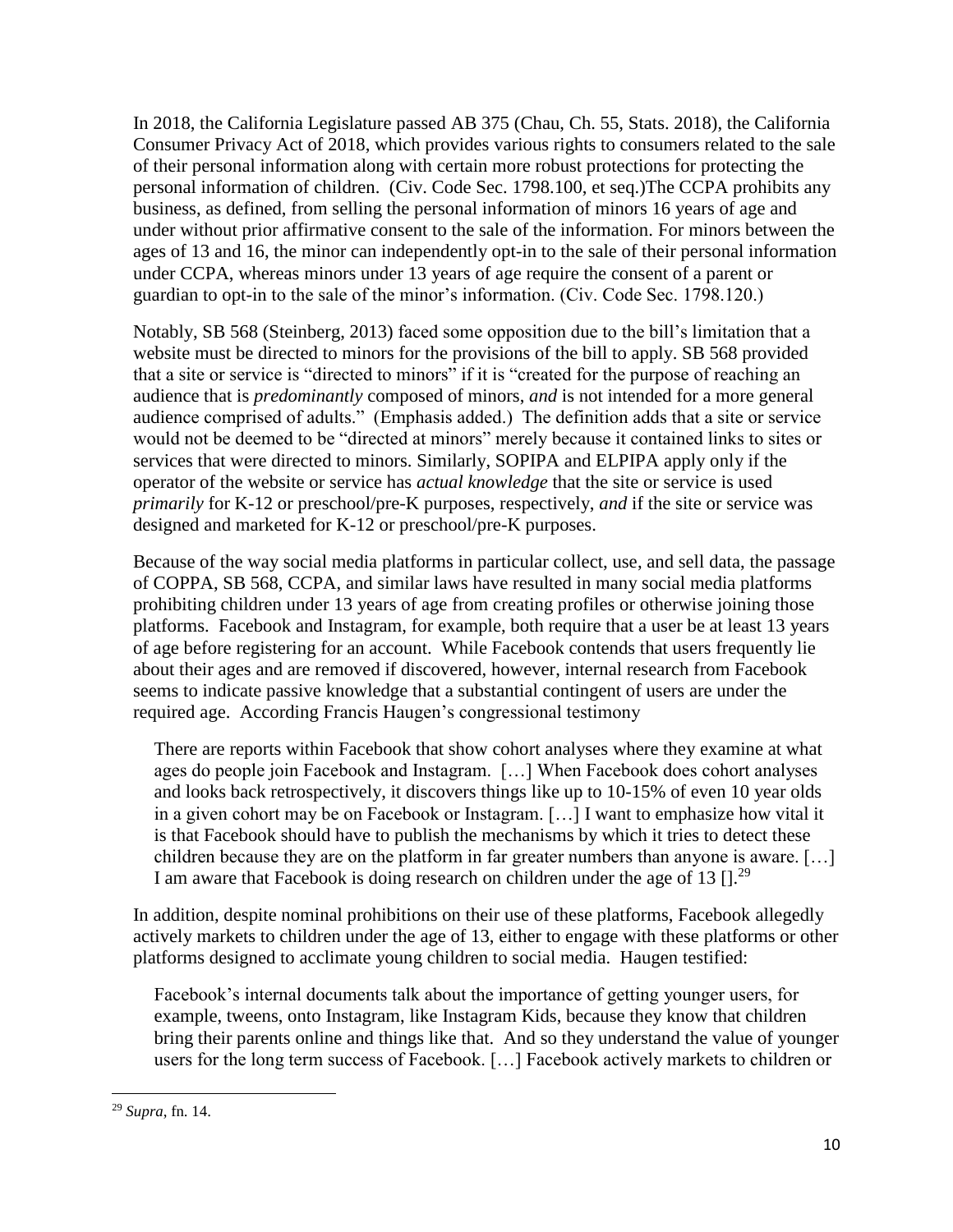In 2018, the California Legislature passed AB 375 (Chau, Ch. 55, Stats. 2018), the California Consumer Privacy Act of 2018, which provides various rights to consumers related to the sale of their personal information along with certain more robust protections for protecting the personal information of children. (Civ. Code Sec. 1798.100, et seq.)The CCPA prohibits any business, as defined, from selling the personal information of minors 16 years of age and under without prior affirmative consent to the sale of the information. For minors between the ages of 13 and 16, the minor can independently opt-in to the sale of their personal information under CCPA, whereas minors under 13 years of age require the consent of a parent or guardian to opt-in to the sale of the minor's information. (Civ. Code Sec. 1798.120.)

Notably, SB 568 (Steinberg, 2013) faced some opposition due to the bill's limitation that a website must be directed to minors for the provisions of the bill to apply. SB 568 provided that a site or service is "directed to minors" if it is "created for the purpose of reaching an audience that is *predominantly* composed of minors, *and* is not intended for a more general audience comprised of adults." (Emphasis added.) The definition adds that a site or service would not be deemed to be "directed at minors" merely because it contained links to sites or services that were directed to minors. Similarly, SOPIPA and ELPIPA apply only if the operator of the website or service has *actual knowledge* that the site or service is used *primarily* for K-12 or preschool/pre-K purposes, respectively, *and* if the site or service was designed and marketed for K-12 or preschool/pre-K purposes.

Because of the way social media platforms in particular collect, use, and sell data, the passage of COPPA, SB 568, CCPA, and similar laws have resulted in many social media platforms prohibiting children under 13 years of age from creating profiles or otherwise joining those platforms. Facebook and Instagram, for example, both require that a user be at least 13 years of age before registering for an account. While Facebook contends that users frequently lie about their ages and are removed if discovered, however, internal research from Facebook seems to indicate passive knowledge that a substantial contingent of users are under the required age. According Francis Haugen's congressional testimony

> There are reports within Facebook that show cohort analyses where they examine at what ages do people join Facebook and Instagram. […] When Facebook does cohort analyses and looks back retrospectively, it discovers things like up to 10-15% of even 10 year olds in a given cohort may be on Facebook or Instagram. […] I want to emphasize how vital it is that Facebook should have to publish the mechanisms by which it tries to detect these children because they are on the platform in far greater numbers than anyone is aware. […] I am aware that Facebook is doing research on children under the age of 13 [].[29]

In addition, despite nominal prohibitions on their use of these platforms, Facebook allegedly actively markets to children under the age of 13, either to engage with these platforms or other platforms designed to acclimate young children to social media. Haugen testified:

> Facebook's internal documents talk about the importance of getting younger users, for example, tweens, onto Instagram, like Instagram Kids, because they know that children bring their parents online and things like that. And so they understand the value of younger users for the long term success of Facebook. […] Facebook actively markets to children or

---

[29] *Supra*, fn. 14.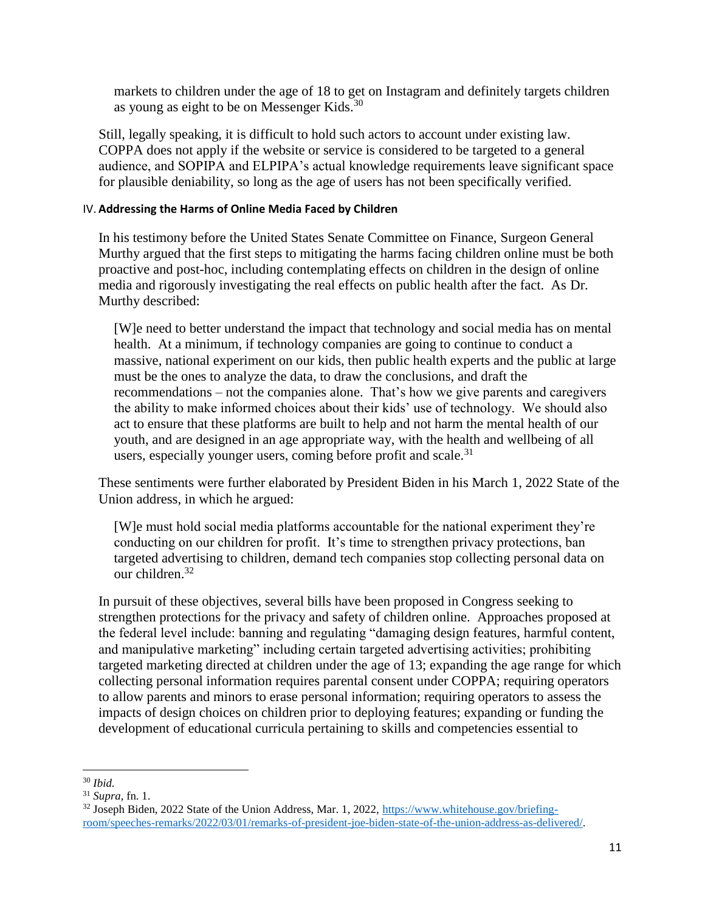> markets to children under the age of 18 to get on Instagram and definitely targets children as young as eight to be on Messenger Kids.[30]

Still, legally speaking, it is difficult to hold such actors to account under existing law. COPPA does not apply if the website or service is considered to be targeted to a general audience, and SOPIPA and ELPIPA's actual knowledge requirements leave significant space for plausible deniability, so long as the age of users has not been specifically verified.

## IV. Addressing the Harms of Online Media Faced by Children

In his testimony before the United States Senate Committee on Finance, Surgeon General Murthy argued that the first steps to mitigating the harms facing children online must be both proactive and post-hoc, including contemplating effects on children in the design of online media and rigorously investigating the real effects on public health after the fact. As Dr. Murthy described:

> [W]e need to better understand the impact that technology and social media has on mental health. At a minimum, if technology companies are going to continue to conduct a massive, national experiment on our kids, then public health experts and the public at large must be the ones to analyze the data, to draw the conclusions, and draft the recommendations – not the companies alone. That's how we give parents and caregivers the ability to make informed choices about their kids' use of technology. We should also act to ensure that these platforms are built to help and not harm the mental health of our youth, and are designed in an age appropriate way, with the health and wellbeing of all users, especially younger users, coming before profit and scale.[31]

These sentiments were further elaborated by President Biden in his March 1, 2022 State of the Union address, in which he argued:

> [W]e must hold social media platforms accountable for the national experiment they're conducting on our children for profit. It's time to strengthen privacy protections, ban targeted advertising to children, demand tech companies stop collecting personal data on our children.[32]

In pursuit of these objectives, several bills have been proposed in Congress seeking to strengthen protections for the privacy and safety of children online. Approaches proposed at the federal level include: banning and regulating "damaging design features, harmful content, and manipulative marketing" including certain targeted advertising activities; prohibiting targeted marketing directed at children under the age of 13; expanding the age range for which collecting personal information requires parental consent under COPPA; requiring operators to allow parents and minors to erase personal information; requiring operators to assess the impacts of design choices on children prior to deploying features; expanding or funding the development of educational curricula pertaining to skills and competencies essential to

---

[30] *Ibid.*

[31] *Supra*, fn. 1.

[32] Joseph Biden, 2022 State of the Union Address, Mar. 1, 2022, https://www.whitehouse.gov/briefing-room/speeches-remarks/2022/03/01/remarks-of-president-joe-biden-state-of-the-union-address-as-delivered/.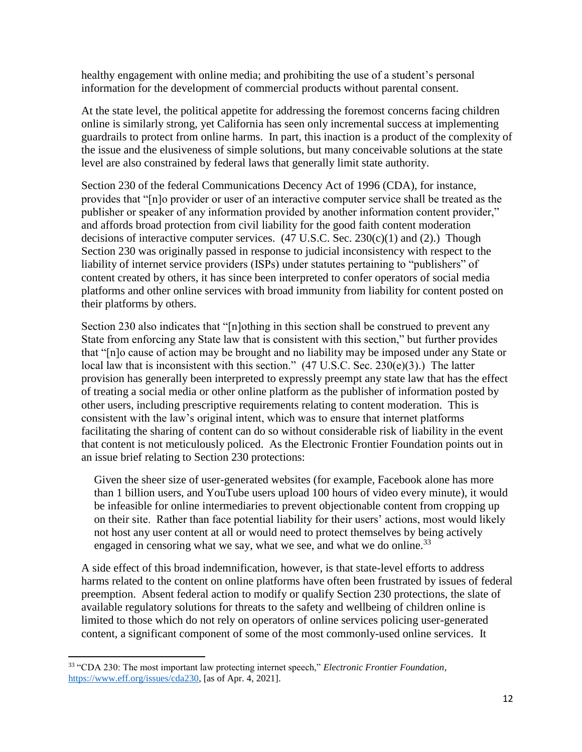healthy engagement with online media; and prohibiting the use of a student's personal information for the development of commercial products without parental consent.

At the state level, the political appetite for addressing the foremost concerns facing children online is similarly strong, yet California has seen only incremental success at implementing guardrails to protect from online harms. In part, this inaction is a product of the complexity of the issue and the elusiveness of simple solutions, but many conceivable solutions at the state level are also constrained by federal laws that generally limit state authority.

Section 230 of the federal Communications Decency Act of 1996 (CDA), for instance, provides that "[n]o provider or user of an interactive computer service shall be treated as the publisher or speaker of any information provided by another information content provider," and affords broad protection from civil liability for the good faith content moderation decisions of interactive computer services. (47 U.S.C. Sec. 230(c)(1) and (2).) Though Section 230 was originally passed in response to judicial inconsistency with respect to the liability of internet service providers (ISPs) under statutes pertaining to "publishers" of content created by others, it has since been interpreted to confer operators of social media platforms and other online services with broad immunity from liability for content posted on their platforms by others.

Section 230 also indicates that "[n]othing in this section shall be construed to prevent any State from enforcing any State law that is consistent with this section," but further provides that "[n]o cause of action may be brought and no liability may be imposed under any State or local law that is inconsistent with this section." (47 U.S.C. Sec. 230(e)(3).) The latter provision has generally been interpreted to expressly preempt any state law that has the effect of treating a social media or other online platform as the publisher of information posted by other users, including prescriptive requirements relating to content moderation. This is consistent with the law's original intent, which was to ensure that internet platforms facilitating the sharing of content can do so without considerable risk of liability in the event that content is not meticulously policed. As the Electronic Frontier Foundation points out in an issue brief relating to Section 230 protections:

> Given the sheer size of user-generated websites (for example, Facebook alone has more than 1 billion users, and YouTube users upload 100 hours of video every minute), it would be infeasible for online intermediaries to prevent objectionable content from cropping up on their site. Rather than face potential liability for their users' actions, most would likely not host any user content at all or would need to protect themselves by being actively engaged in censoring what we say, what we see, and what we do online.[33]

A side effect of this broad indemnification, however, is that state-level efforts to address harms related to the content on online platforms have often been frustrated by issues of federal preemption. Absent federal action to modify or qualify Section 230 protections, the slate of available regulatory solutions for threats to the safety and wellbeing of children online is limited to those which do not rely on operators of online services policing user-generated content, a significant component of some of the most commonly-used online services. It

---

[33] "CDA 230: The most important law protecting internet speech," *Electronic Frontier Foundation*, https://www.eff.org/issues/cda230, [as of Apr. 4, 2021].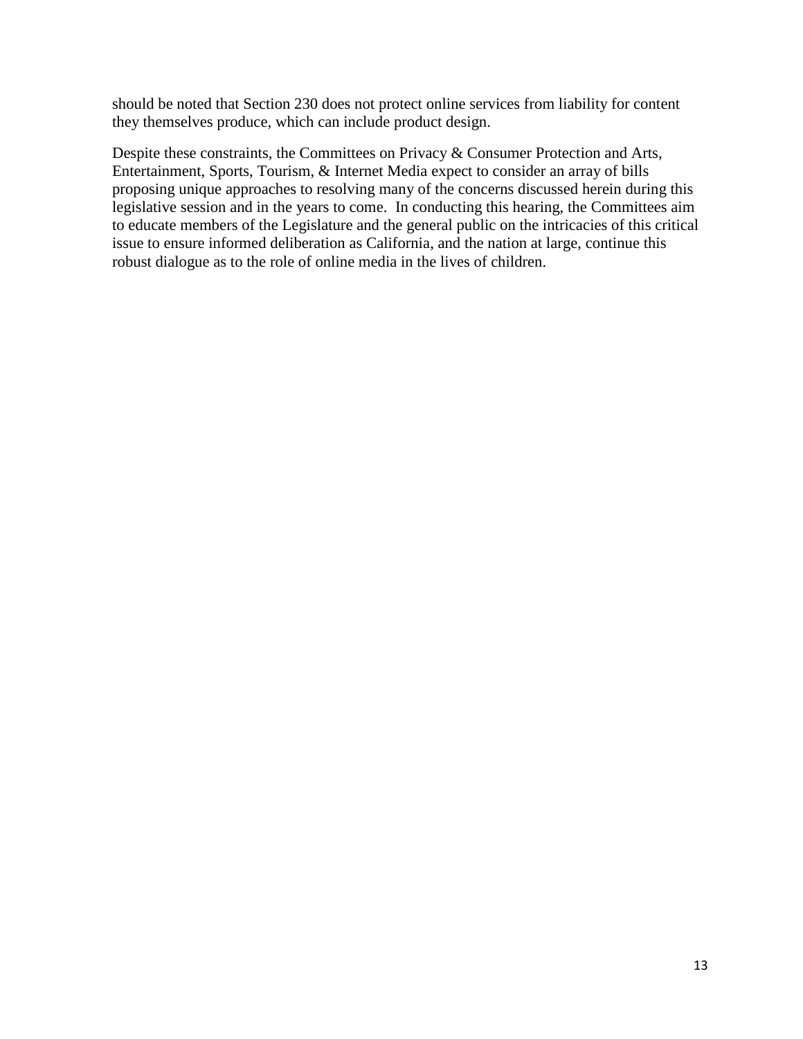should be noted that Section 230 does not protect online services from liability for content they themselves produce, which can include product design.

Despite these constraints, the Committees on Privacy & Consumer Protection and Arts, Entertainment, Sports, Tourism, & Internet Media expect to consider an array of bills proposing unique approaches to resolving many of the concerns discussed herein during this legislative session and in the years to come. In conducting this hearing, the Committees aim to educate members of the Legislature and the general public on the intricacies of this critical issue to ensure informed deliberation as California, and the nation at large, continue this robust dialogue as to the role of online media in the lives of children.